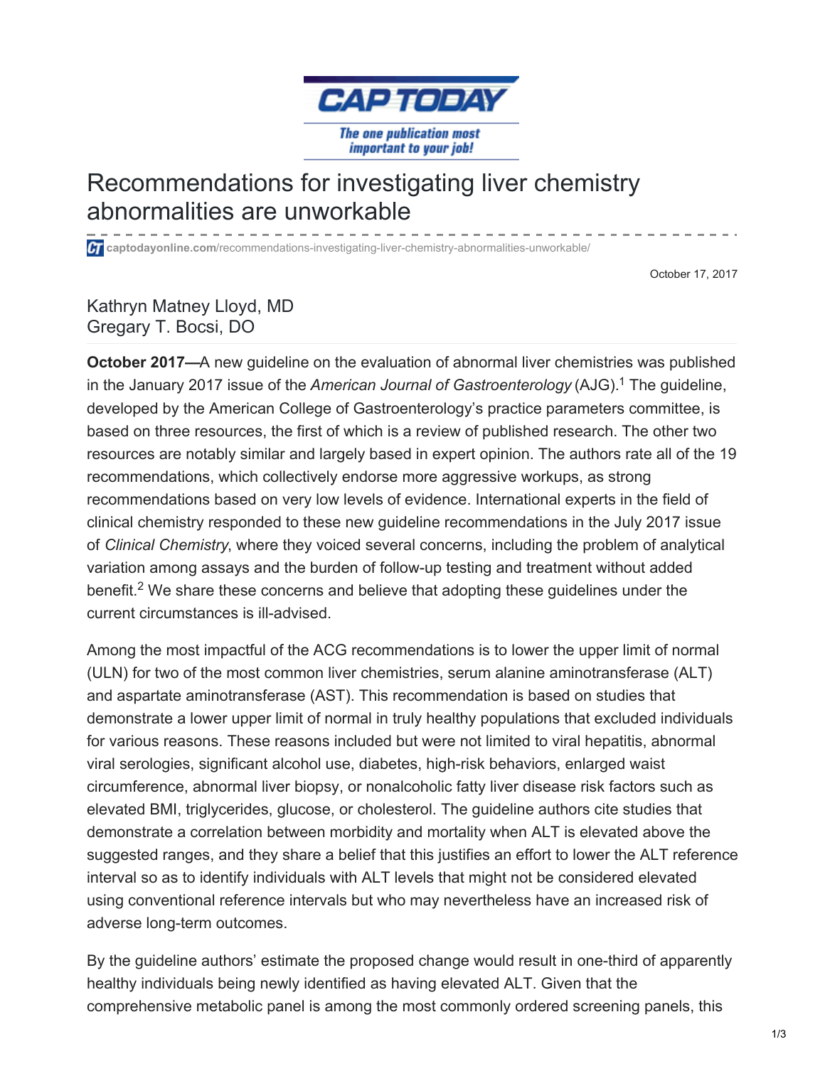CAP TODAY

The one publication most important to your job!

# Recommendations for investigating liver chemistry abnormalities are unworkable

captodayonline.com/recommendations-investigating-liver-chemistry-abnormalities-unworkable/

October 17, 2017

Kathryn Matney Lloyd, MD
Gregary T. Bocsi, DO

**October 2017—**A new guideline on the evaluation of abnormal liver chemistries was published in the January 2017 issue of the *American Journal of Gastroenterology* (AJG).[1] The guideline, developed by the American College of Gastroenterology's practice parameters committee, is based on three resources, the first of which is a review of published research. The other two resources are notably similar and largely based in expert opinion. The authors rate all of the 19 recommendations, which collectively endorse more aggressive workups, as strong recommendations based on very low levels of evidence. International experts in the field of clinical chemistry responded to these new guideline recommendations in the July 2017 issue of *Clinical Chemistry*, where they voiced several concerns, including the problem of analytical variation among assays and the burden of follow-up testing and treatment without added benefit.[2] We share these concerns and believe that adopting these guidelines under the current circumstances is ill-advised.

Among the most impactful of the ACG recommendations is to lower the upper limit of normal (ULN) for two of the most common liver chemistries, serum alanine aminotransferase (ALT) and aspartate aminotransferase (AST). This recommendation is based on studies that demonstrate a lower upper limit of normal in truly healthy populations that excluded individuals for various reasons. These reasons included but were not limited to viral hepatitis, abnormal viral serologies, significant alcohol use, diabetes, high-risk behaviors, enlarged waist circumference, abnormal liver biopsy, or nonalcoholic fatty liver disease risk factors such as elevated BMI, triglycerides, glucose, or cholesterol. The guideline authors cite studies that demonstrate a correlation between morbidity and mortality when ALT is elevated above the suggested ranges, and they share a belief that this justifies an effort to lower the ALT reference interval so as to identify individuals with ALT levels that might not be considered elevated using conventional reference intervals but who may nevertheless have an increased risk of adverse long-term outcomes.

By the guideline authors' estimate the proposed change would result in one-third of apparently healthy individuals being newly identified as having elevated ALT. Given that the comprehensive metabolic panel is among the most commonly ordered screening panels, this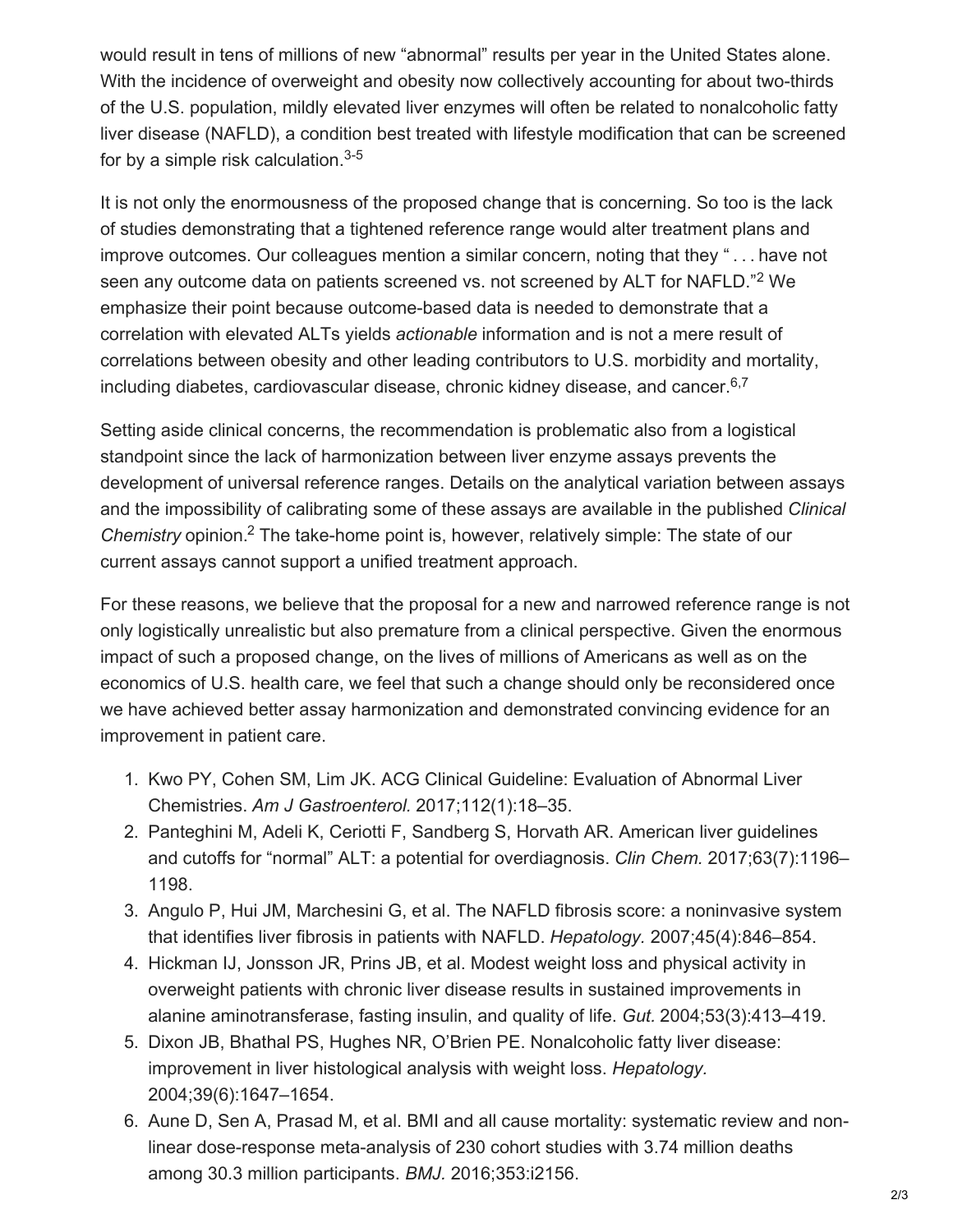would result in tens of millions of new “abnormal” results per year in the United States alone. With the incidence of overweight and obesity now collectively accounting for about two-thirds of the U.S. population, mildly elevated liver enzymes will often be related to nonalcoholic fatty liver disease (NAFLD), a condition best treated with lifestyle modification that can be screened for by a simple risk calculation.[3-5]

It is not only the enormousness of the proposed change that is concerning. So too is the lack of studies demonstrating that a tightened reference range would alter treatment plans and improve outcomes. Our colleagues mention a similar concern, noting that they “ . . . have not seen any outcome data on patients screened vs. not screened by ALT for NAFLD.”[2] We emphasize their point because outcome-based data is needed to demonstrate that a correlation with elevated ALTs yields *actionable* information and is not a mere result of correlations between obesity and other leading contributors to U.S. morbidity and mortality, including diabetes, cardiovascular disease, chronic kidney disease, and cancer.[6,7]

Setting aside clinical concerns, the recommendation is problematic also from a logistical standpoint since the lack of harmonization between liver enzyme assays prevents the development of universal reference ranges. Details on the analytical variation between assays and the impossibility of calibrating some of these assays are available in the published *Clinical Chemistry* opinion.[2] The take-home point is, however, relatively simple: The state of our current assays cannot support a unified treatment approach.

For these reasons, we believe that the proposal for a new and narrowed reference range is not only logistically unrealistic but also premature from a clinical perspective. Given the enormous impact of such a proposed change, on the lives of millions of Americans as well as on the economics of U.S. health care, we feel that such a change should only be reconsidered once we have achieved better assay harmonization and demonstrated convincing evidence for an improvement in patient care.

1. Kwo PY, Cohen SM, Lim JK. ACG Clinical Guideline: Evaluation of Abnormal Liver Chemistries. *Am J Gastroenterol.* 2017;112(1):18–35.
2. Panteghini M, Adeli K, Ceriotti F, Sandberg S, Horvath AR. American liver guidelines and cutoffs for “normal” ALT: a potential for overdiagnosis. *Clin Chem.* 2017;63(7):1196–1198.
3. Angulo P, Hui JM, Marchesini G, et al. The NAFLD fibrosis score: a noninvasive system that identifies liver fibrosis in patients with NAFLD. *Hepatology.* 2007;45(4):846–854.
4. Hickman IJ, Jonsson JR, Prins JB, et al. Modest weight loss and physical activity in overweight patients with chronic liver disease results in sustained improvements in alanine aminotransferase, fasting insulin, and quality of life. *Gut.* 2004;53(3):413–419.
5. Dixon JB, Bhathal PS, Hughes NR, O’Brien PE. Nonalcoholic fatty liver disease: improvement in liver histological analysis with weight loss. *Hepatology.* 2004;39(6):1647–1654.
6. Aune D, Sen A, Prasad M, et al. BMI and all cause mortality: systematic review and non-linear dose-response meta-analysis of 230 cohort studies with 3.74 million deaths among 30.3 million participants. *BMJ.* 2016;353:i2156.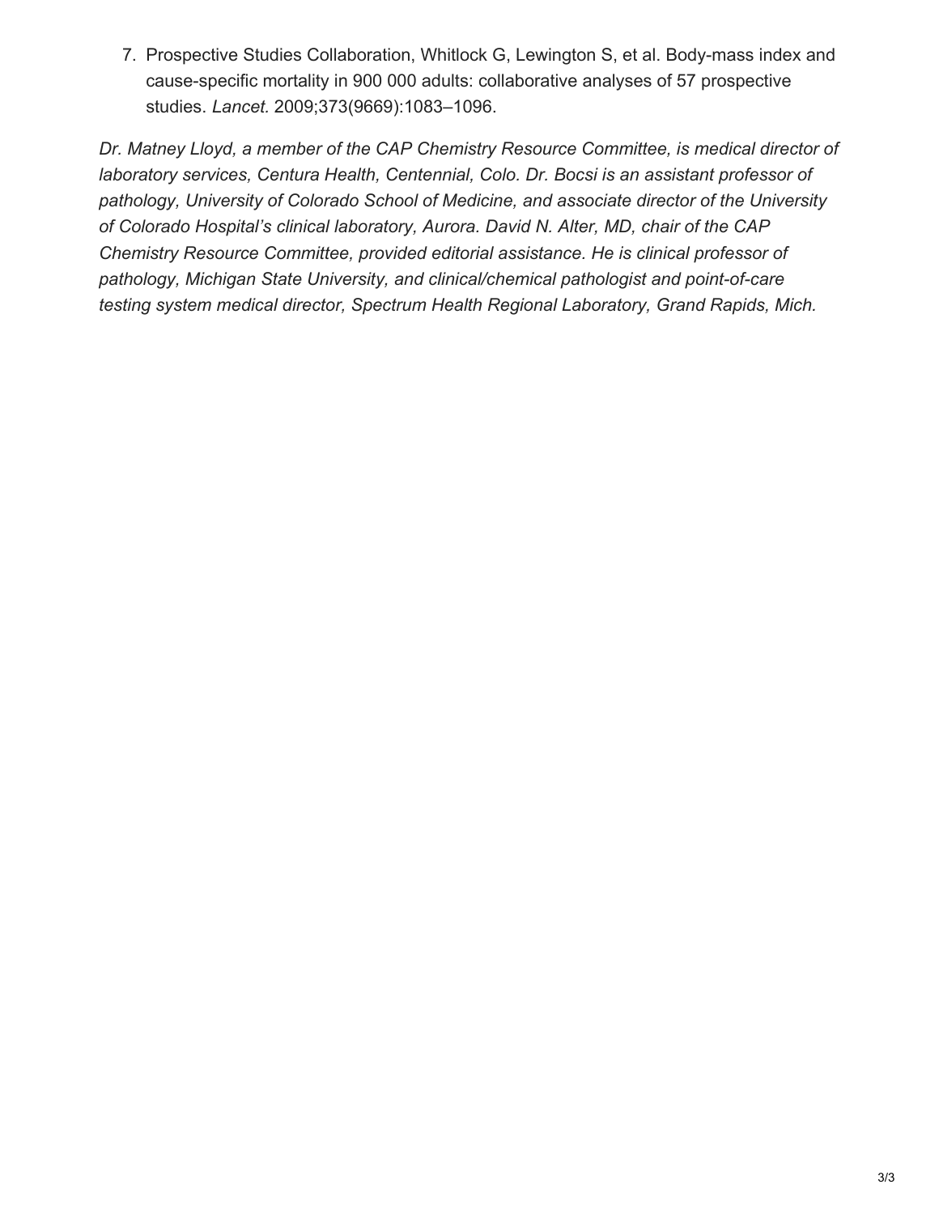7. Prospective Studies Collaboration, Whitlock G, Lewington S, et al. Body-mass index and cause-specific mortality in 900 000 adults: collaborative analyses of 57 prospective studies. *Lancet.* 2009;373(9669):1083–1096.

*Dr. Matney Lloyd, a member of the CAP Chemistry Resource Committee, is medical director of laboratory services, Centura Health, Centennial, Colo. Dr. Bocsi is an assistant professor of pathology, University of Colorado School of Medicine, and associate director of the University of Colorado Hospital's clinical laboratory, Aurora. David N. Alter, MD, chair of the CAP Chemistry Resource Committee, provided editorial assistance. He is clinical professor of pathology, Michigan State University, and clinical/chemical pathologist and point-of-care testing system medical director, Spectrum Health Regional Laboratory, Grand Rapids, Mich.*